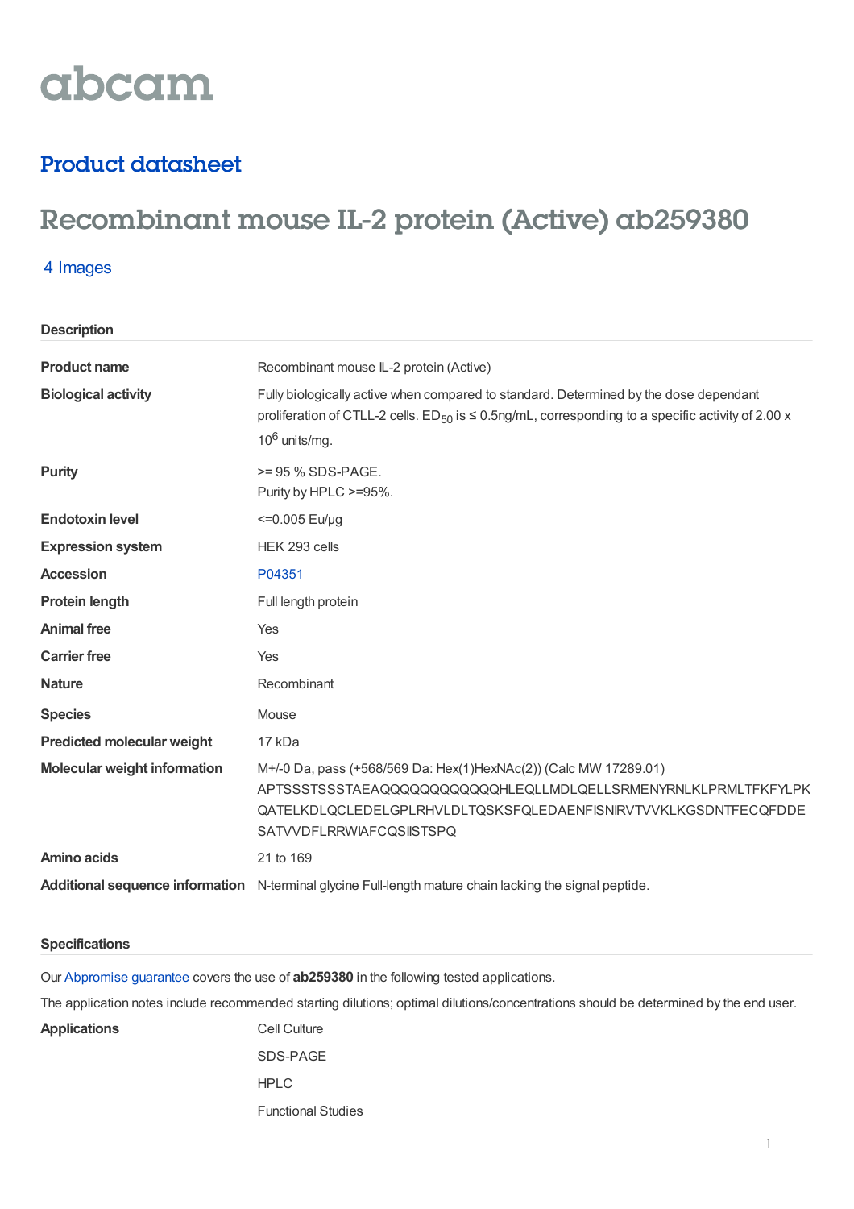abcam

## Product datasheet

# Recombinant mouse IL-2 protein (Active) ab259380

4 Images

### Description

| | |
|---|---|
| **Product name** | Recombinant mouse IL-2 protein (Active) |
| **Biological activity** | Fully biologically active when compared to standard. Determined by the dose dependant proliferation of CTLL-2 cells. $ED_{50}$ is ≤ 0.5ng/mL, corresponding to a specific activity of 2.00 x $10^6$ units/mg. |
| **Purity** | >= 95 % SDS-PAGE.<br>Purity by HPLC >=95%. |
| **Endotoxin level** | <=0.005 Eu/µg |
| **Expression system** | HEK 293 cells |
| **Accession** | P04351 |
| **Protein length** | Full length protein |
| **Animal free** | Yes |
| **Carrier free** | Yes |
| **Nature** | Recombinant |
| **Species** | Mouse |
| **Predicted molecular weight** | 17 kDa |
| **Molecular weight information** | M+/-0 Da, pass (+568/569 Da: Hex(1)HexNAc(2)) (Calc MW 17289.01) |
| | APTSSSTSSSTAEAQQQQQQQQQQQQHLEQLLMDLQELLSRMENYRNLKLPRMLTFKFYLPK QATELKDLQCLEDELGPLRHVLDLTQSKSFQLEDAENFISNIRVTVVKLKGSDNTFECQFDDE SATVVDFLRRWIAFCQSIISTSPQ |
| **Amino acids** | 21 to 169 |
| **Additional sequence information** | N-terminal glycine Full-length mature chain lacking the signal peptide. |

### Specifications

Our Abpromise guarantee covers the use of **ab259380** in the following tested applications.

The application notes include recommended starting dilutions; optimal dilutions/concentrations should be determined by the end user.

| | |
|---|---|
| **Applications** | Cell Culture<br>SDS-PAGE<br>HPLC<br>Functional Studies |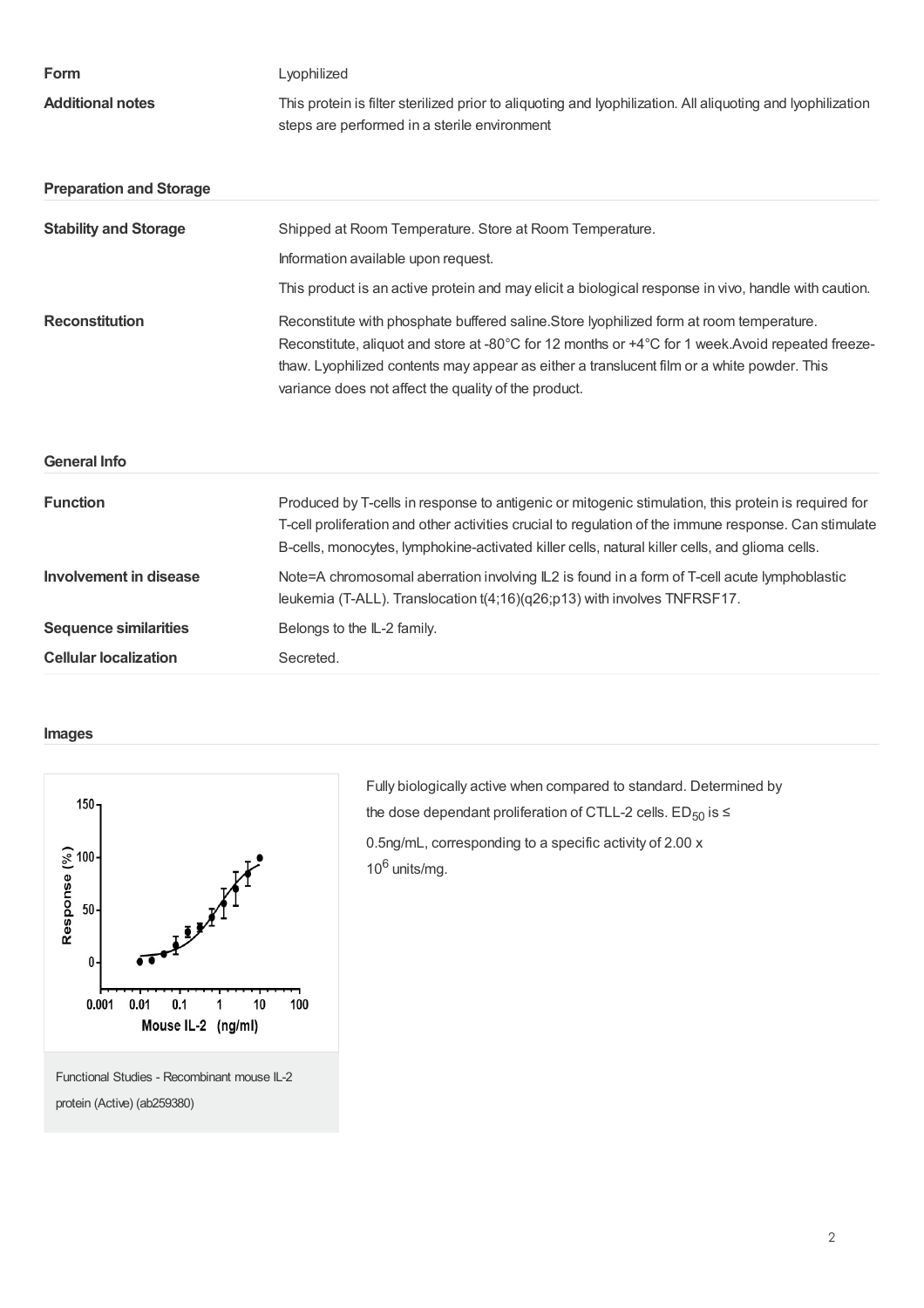| | |
|---|---|
| **Form** | Lyophilized |
| **Additional notes** | This protein is filter sterilized prior to aliquoting and lyophilization. All aliquoting and lyophilization steps are performed in a sterile environment |

## Preparation and Storage

| | |
|---|---|
| **Stability and Storage** | Shipped at Room Temperature. Store at Room Temperature. <br> Information available upon request. <br> This product is an active protein and may elicit a biological response in vivo, handle with caution. |
| **Reconstitution** | Reconstitute with phosphate buffered saline.Store lyophilized form at room temperature. Reconstitute, aliquot and store at -80°C for 12 months or +4°C for 1 week.Avoid repeated freeze-thaw. Lyophilized contents may appear as either a translucent film or a white powder. This variance does not affect the quality of the product. |

## General Info

| | |
|---|---|
| **Function** | Produced by T-cells in response to antigenic or mitogenic stimulation, this protein is required for T-cell proliferation and other activities crucial to regulation of the immune response. Can stimulate B-cells, monocytes, lymphokine-activated killer cells, natural killer cells, and glioma cells. |
| **Involvement in disease** | Note=A chromosomal aberration involving IL2 is found in a form of T-cell acute lymphoblastic leukemia (T-ALL). Translocation t(4;16)(q26;p13) with involves TNFRSF17. |
| **Sequence similarities** | Belongs to the IL-2 family. |
| **Cellular localization** | Secreted. |

## Images

Functional Studies - Recombinant mouse IL-2 protein (Active) (ab259380)

Fully biologically active when compared to standard. Determined by the dose dependant proliferation of CTLL-2 cells. $ED_{50}$ is ≤ 0.5ng/mL, corresponding to a specific activity of 2.00 x $10^6$ units/mg.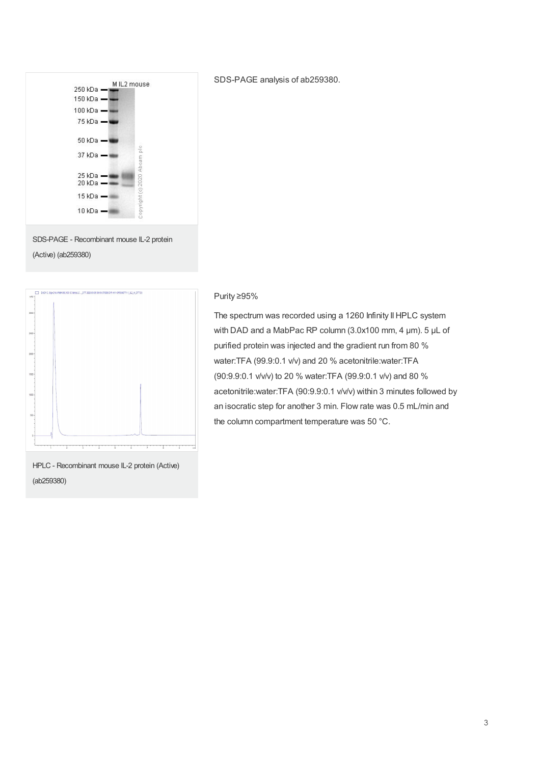SDS-PAGE - Recombinant mouse IL-2 protein (Active) (ab259380)

SDS-PAGE analysis of ab259380.

HPLC - Recombinant mouse IL-2 protein (Active) (ab259380)

Purity ≥95%

The spectrum was recorded using a 1260 Infinity II HPLC system with DAD and a MabPac RP column (3.0x100 mm, 4 µm). 5 µL of purified protein was injected and the gradient run from 80 % water:TFA (99.9:0.1 v/v) and 20 % acetonitrile:water:TFA (90:9.9:0.1 v/v/v) to 20 % water:TFA (99.9:0.1 v/v) and 80 % acetonitrile:water:TFA (90:9.9:0.1 v/v/v) within 3 minutes followed by an isocratic step for another 3 min. Flow rate was 0.5 mL/min and the column compartment temperature was 50 °C.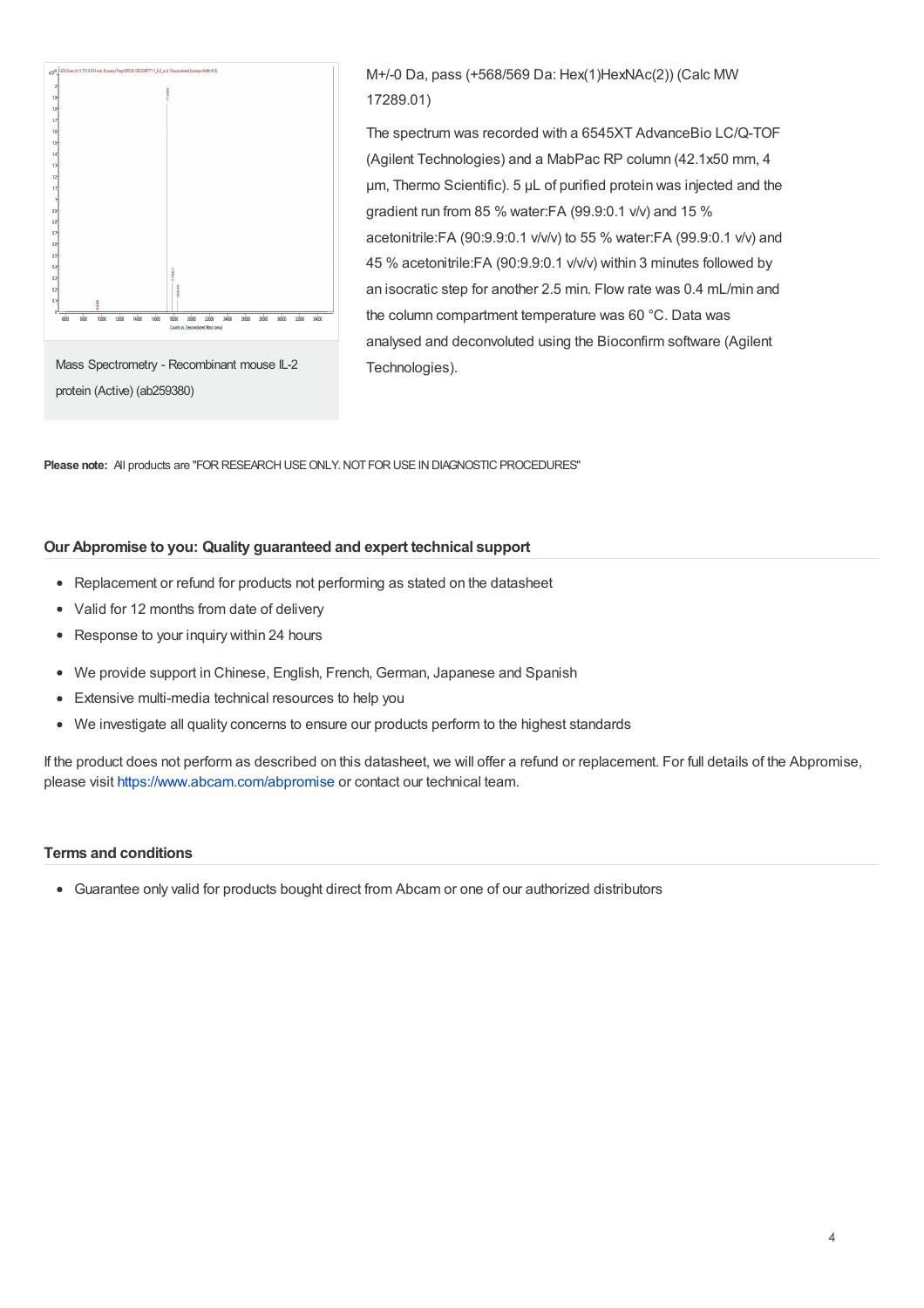Mass Spectrometry - Recombinant mouse IL-2 protein (Active) (ab259380)

M+/-0 Da, pass (+568/569 Da: Hex(1)HexNAc(2)) (Calc MW 17289.01)

The spectrum was recorded with a 6545XT AdvanceBio LC/Q-TOF (Agilent Technologies) and a MabPac RP column (42.1x50 mm, 4 µm, Thermo Scientific). 5 µL of purified protein was injected and the gradient run from 85 % water:FA (99.9:0.1 v/v) and 15 % acetonitrile:FA (90:9.9:0.1 v/v/v) to 55 % water:FA (99.9:0.1 v/v) and 45 % acetonitrile:FA (90:9.9:0.1 v/v/v) within 3 minutes followed by an isocratic step for another 2.5 min. Flow rate was 0.4 mL/min and the column compartment temperature was 60 °C. Data was analysed and deconvoluted using the Bioconfirm software (Agilent Technologies).

**Please note:** All products are "FOR RESEARCH USE ONLY. NOT FOR USE IN DIAGNOSTIC PROCEDURES"

## Our Abpromise to you: Quality guaranteed and expert technical support

- Replacement or refund for products not performing as stated on the datasheet
- Valid for 12 months from date of delivery
- Response to your inquiry within 24 hours

- We provide support in Chinese, English, French, German, Japanese and Spanish
- Extensive multi-media technical resources to help you
- We investigate all quality concerns to ensure our products perform to the highest standards

If the product does not perform as described on this datasheet, we will offer a refund or replacement. For full details of the Abpromise, please visit https://www.abcam.com/abpromise or contact our technical team.

## Terms and conditions

- Guarantee only valid for products bought direct from Abcam or one of our authorized distributors